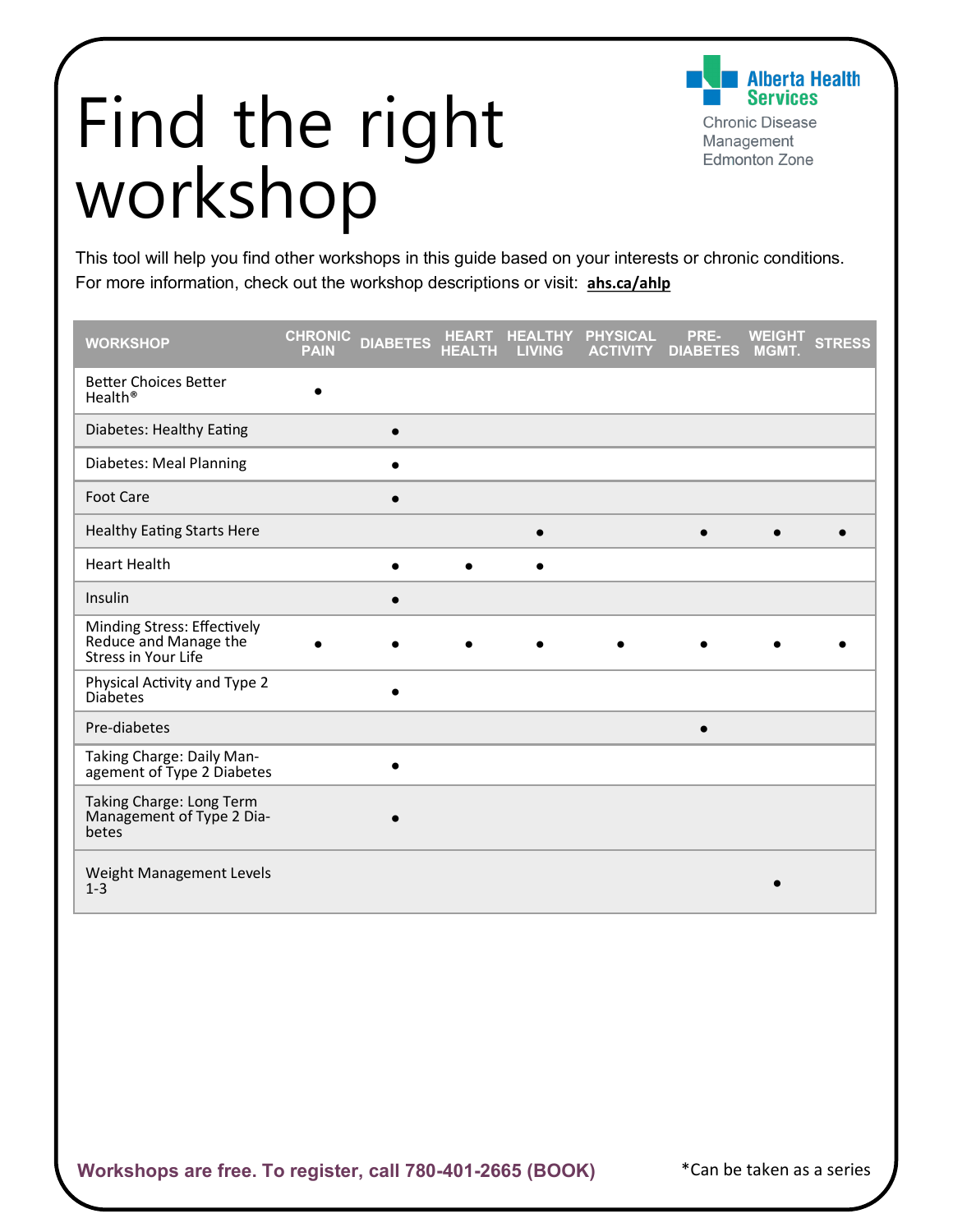# Find the right workshop

Alberta Health Services
Chronic Disease Management
Edmonton Zone

This tool will help you find other workshops in this guide based on your interests or chronic conditions. For more information, check out the workshop descriptions or visit: **ahs.ca/ahlp**

| WORKSHOP | CHRONIC PAIN | DIABETES | HEART HEALTH | HEALTHY LIVING | PHYSICAL ACTIVITY | PRE-DIABETES | WEIGHT MGMT. | STRESS |
|---|---|---|---|---|---|---|---|---|
| Better Choices Better Health® | • | | | | | | | |
| Diabetes: Healthy Eating | | • | | | | | | |
| Diabetes: Meal Planning | | • | | | | | | |
| Foot Care | | • | | | | | | |
| Healthy Eating Starts Here | | | | • | | • | • | • |
| Heart Health | | • | • | • | | | | |
| Insulin | | • | | | | | | |
| Minding Stress: Effectively Reduce and Manage the Stress in Your Life | • | • | • | • | • | • | • | • |
| Physical Activity and Type 2 Diabetes | | • | | | | | | |
| Pre-diabetes | | | | | | • | | |
| Taking Charge: Daily Management of Type 2 Diabetes | | • | | | | | | |
| Taking Charge: Long Term Management of Type 2 Diabetes | | • | | | | | | |
| Weight Management Levels 1-3 | | | | | | | • | |

**Workshops are free. To register, call 780-401-2665 (BOOK)**

*Can be taken as a series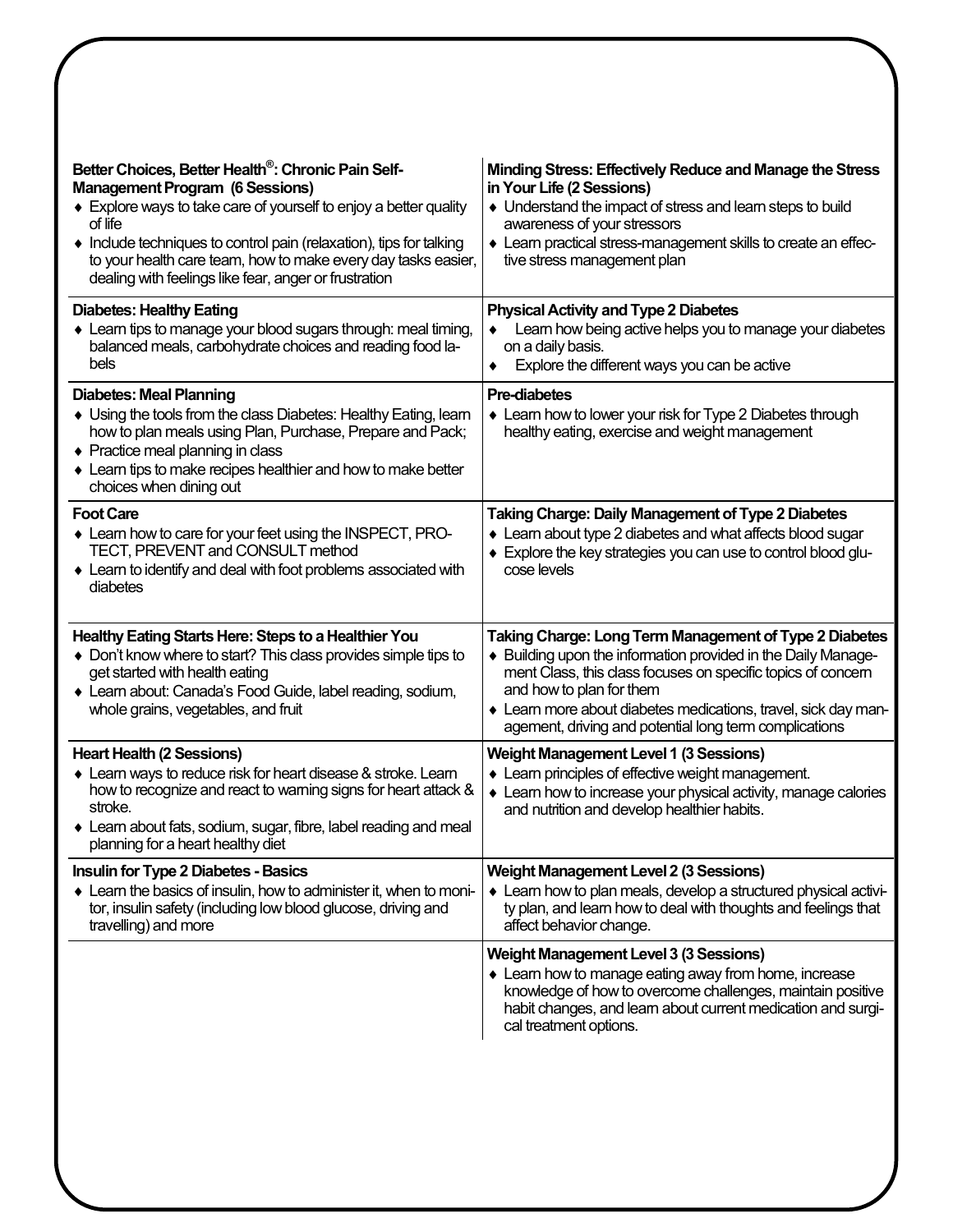**Better Choices, Better Health®: Chronic Pain Self-Management Program (6 Sessions)**

- Explore ways to take care of yourself to enjoy a better quality of life
- Include techniques to control pain (relaxation), tips for talking to your health care team, how to make every day tasks easier, dealing with feelings like fear, anger or frustration

**Diabetes: Healthy Eating**

- Learn tips to manage your blood sugars through: meal timing, balanced meals, carbohydrate choices and reading food labels

**Diabetes: Meal Planning**

- Using the tools from the class Diabetes: Healthy Eating, learn how to plan meals using Plan, Purchase, Prepare and Pack;
- Practice meal planning in class
- Learn tips to make recipes healthier and how to make better choices when dining out

**Foot Care**

- Learn how to care for your feet using the INSPECT, PROTECT, PREVENT and CONSULT method
- Learn to identify and deal with foot problems associated with diabetes

**Healthy Eating Starts Here: Steps to a Healthier You**

- Don't know where to start? This class provides simple tips to get started with health eating
- Learn about: Canada's Food Guide, label reading, sodium, whole grains, vegetables, and fruit

**Heart Health (2 Sessions)**

- Learn ways to reduce risk for heart disease & stroke. Learn how to recognize and react to warning signs for heart attack & stroke.
- Learn about fats, sodium, sugar, fibre, label reading and meal planning for a heart healthy diet

**Insulin for Type 2 Diabetes - Basics**

- Learn the basics of insulin, how to administer it, when to monitor, insulin safety (including low blood glucose, driving and travelling) and more

**Minding Stress: Effectively Reduce and Manage the Stress in Your Life (2 Sessions)**

- Understand the impact of stress and learn steps to build awareness of your stressors
- Learn practical stress-management skills to create an effective stress management plan

**Physical Activity and Type 2 Diabetes**

- Learn how being active helps you to manage your diabetes on a daily basis.
- Explore the different ways you can be active

**Pre-diabetes**

- Learn how to lower your risk for Type 2 Diabetes through healthy eating, exercise and weight management

**Taking Charge: Daily Management of Type 2 Diabetes**

- Learn about type 2 diabetes and what affects blood sugar
- Explore the key strategies you can use to control blood glucose levels

**Taking Charge: Long Term Management of Type 2 Diabetes**

- Building upon the information provided in the Daily Management Class, this class focuses on specific topics of concern and how to plan for them
- Learn more about diabetes medications, travel, sick day management, driving and potential long term complications

**Weight Management Level 1 (3 Sessions)**

- Learn principles of effective weight management.
- Learn how to increase your physical activity, manage calories and nutrition and develop healthier habits.

**Weight Management Level 2 (3 Sessions)**

- Learn how to plan meals, develop a structured physical activity plan, and learn how to deal with thoughts and feelings that affect behavior change.

**Weight Management Level 3 (3 Sessions)**

- Learn how to manage eating away from home, increase knowledge of how to overcome challenges, maintain positive habit changes, and learn about current medication and surgical treatment options.